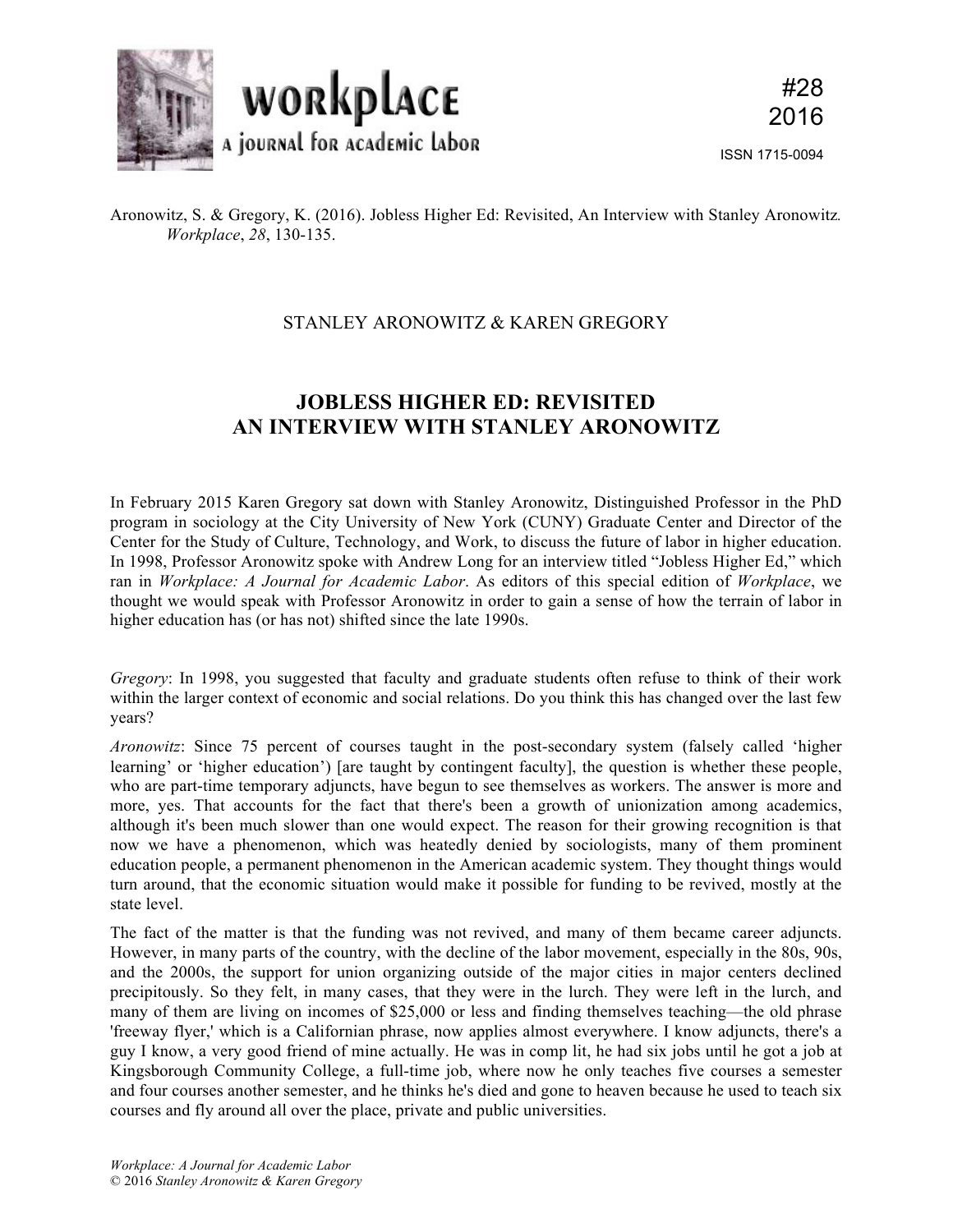Aronowitz, S. & Gregory, K. (2016). Jobless Higher Ed: Revisited, An Interview with Stanley Aronowitz. *Workplace*, *28*, 130-135.

STANLEY ARONOWITZ & KAREN GREGORY

# JOBLESS HIGHER ED: REVISITED
# AN INTERVIEW WITH STANLEY ARONOWITZ

In February 2015 Karen Gregory sat down with Stanley Aronowitz, Distinguished Professor in the PhD program in sociology at the City University of New York (CUNY) Graduate Center and Director of the Center for the Study of Culture, Technology, and Work, to discuss the future of labor in higher education. In 1998, Professor Aronowitz spoke with Andrew Long for an interview titled "Jobless Higher Ed," which ran in *Workplace: A Journal for Academic Labor*. As editors of this special edition of *Workplace*, we thought we would speak with Professor Aronowitz in order to gain a sense of how the terrain of labor in higher education has (or has not) shifted since the late 1990s.

*Gregory*: In 1998, you suggested that faculty and graduate students often refuse to think of their work within the larger context of economic and social relations. Do you think this has changed over the last few years?

*Aronowitz*: Since 75 percent of courses taught in the post-secondary system (falsely called 'higher learning' or 'higher education') [are taught by contingent faculty], the question is whether these people, who are part-time temporary adjuncts, have begun to see themselves as workers. The answer is more and more, yes. That accounts for the fact that there's been a growth of unionization among academics, although it's been much slower than one would expect. The reason for their growing recognition is that now we have a phenomenon, which was heatedly denied by sociologists, many of them prominent education people, a permanent phenomenon in the American academic system. They thought things would turn around, that the economic situation would make it possible for funding to be revived, mostly at the state level.

The fact of the matter is that the funding was not revived, and many of them became career adjuncts. However, in many parts of the country, with the decline of the labor movement, especially in the 80s, 90s, and the 2000s, the support for union organizing outside of the major cities in major centers declined precipitously. So they felt, in many cases, that they were in the lurch. They were left in the lurch, and many of them are living on incomes of $25,000 or less and finding themselves teaching—the old phrase 'freeway flyer,' which is a Californian phrase, now applies almost everywhere. I know adjuncts, there's a guy I know, a very good friend of mine actually. He was in comp lit, he had six jobs until he got a job at Kingsborough Community College, a full-time job, where now he only teaches five courses a semester and four courses another semester, and he thinks he's died and gone to heaven because he used to teach six courses and fly around all over the place, private and public universities.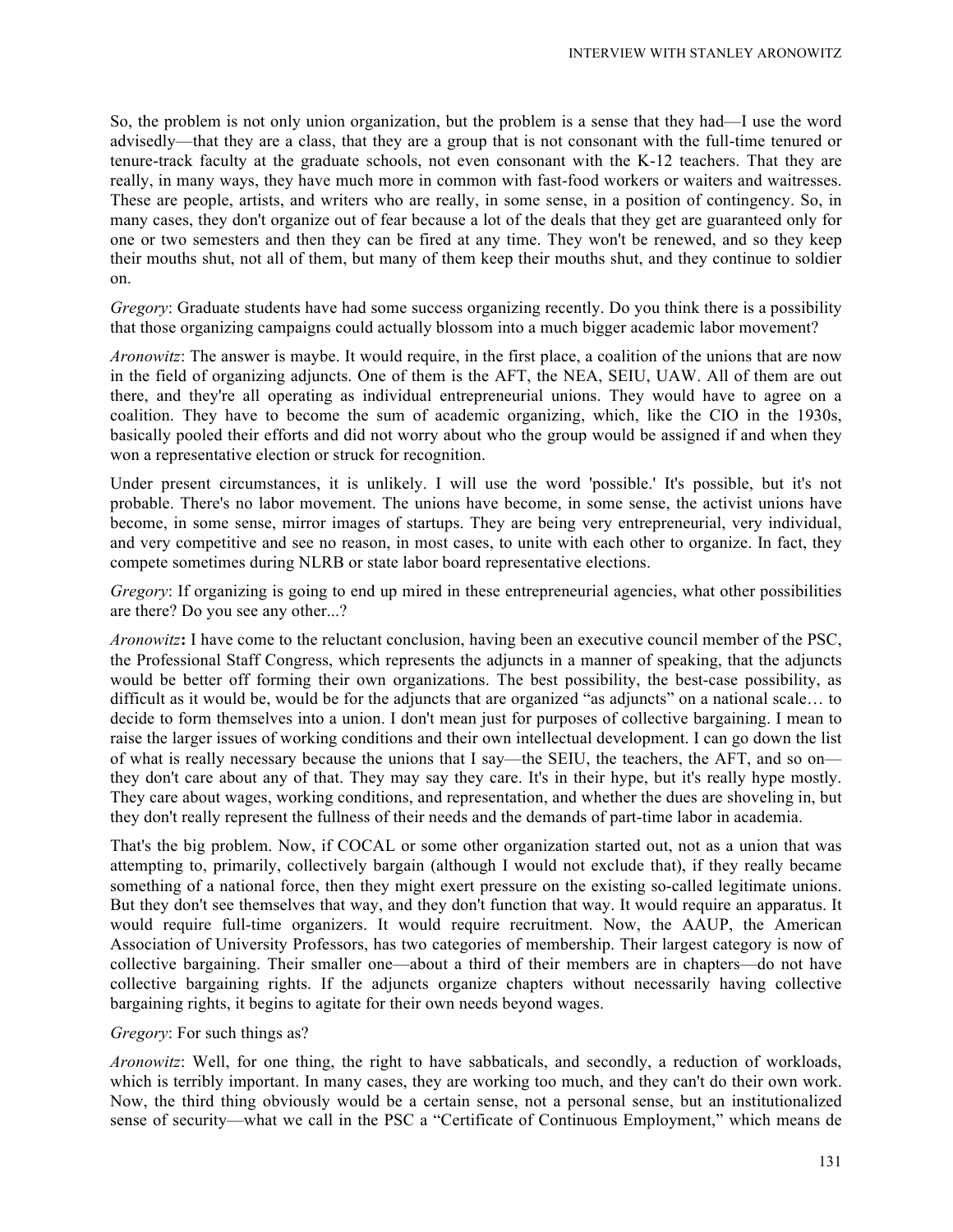So, the problem is not only union organization, but the problem is a sense that they had—I use the word advisedly—that they are a class, that they are a group that is not consonant with the full-time tenured or tenure-track faculty at the graduate schools, not even consonant with the K-12 teachers. That they are really, in many ways, they have much more in common with fast-food workers or waiters and waitresses. These are people, artists, and writers who are really, in some sense, in a position of contingency. So, in many cases, they don't organize out of fear because a lot of the deals that they get are guaranteed only for one or two semesters and then they can be fired at any time. They won't be renewed, and so they keep their mouths shut, not all of them, but many of them keep their mouths shut, and they continue to soldier on.

*Gregory*: Graduate students have had some success organizing recently. Do you think there is a possibility that those organizing campaigns could actually blossom into a much bigger academic labor movement?

*Aronowitz*: The answer is maybe. It would require, in the first place, a coalition of the unions that are now in the field of organizing adjuncts. One of them is the AFT, the NEA, SEIU, UAW. All of them are out there, and they're all operating as individual entrepreneurial unions. They would have to agree on a coalition. They have to become the sum of academic organizing, which, like the CIO in the 1930s, basically pooled their efforts and did not worry about who the group would be assigned if and when they won a representative election or struck for recognition.

Under present circumstances, it is unlikely. I will use the word 'possible.' It's possible, but it's not probable. There's no labor movement. The unions have become, in some sense, the activist unions have become, in some sense, mirror images of startups. They are being very entrepreneurial, very individual, and very competitive and see no reason, in most cases, to unite with each other to organize. In fact, they compete sometimes during NLRB or state labor board representative elections.

*Gregory*: If organizing is going to end up mired in these entrepreneurial agencies, what other possibilities are there? Do you see any other...?

*Aronowitz***:** I have come to the reluctant conclusion, having been an executive council member of the PSC, the Professional Staff Congress, which represents the adjuncts in a manner of speaking, that the adjuncts would be better off forming their own organizations. The best possibility, the best-case possibility, as difficult as it would be, would be for the adjuncts that are organized "as adjuncts" on a national scale… to decide to form themselves into a union. I don't mean just for purposes of collective bargaining. I mean to raise the larger issues of working conditions and their own intellectual development. I can go down the list of what is really necessary because the unions that I say—the SEIU, the teachers, the AFT, and so on—they don't care about any of that. They may say they care. It's in their hype, but it's really hype mostly. They care about wages, working conditions, and representation, and whether the dues are shoveling in, but they don't really represent the fullness of their needs and the demands of part-time labor in academia.

That's the big problem. Now, if COCAL or some other organization started out, not as a union that was attempting to, primarily, collectively bargain (although I would not exclude that), if they really became something of a national force, then they might exert pressure on the existing so-called legitimate unions. But they don't see themselves that way, and they don't function that way. It would require an apparatus. It would require full-time organizers. It would require recruitment. Now, the AAUP, the American Association of University Professors, has two categories of membership. Their largest category is now of collective bargaining. Their smaller one—about a third of their members are in chapters—do not have collective bargaining rights. If the adjuncts organize chapters without necessarily having collective bargaining rights, it begins to agitate for their own needs beyond wages.

*Gregory*: For such things as?

*Aronowitz*: Well, for one thing, the right to have sabbaticals, and secondly, a reduction of workloads, which is terribly important. In many cases, they are working too much, and they can't do their own work. Now, the third thing obviously would be a certain sense, not a personal sense, but an institutionalized sense of security—what we call in the PSC a "Certificate of Continuous Employment," which means de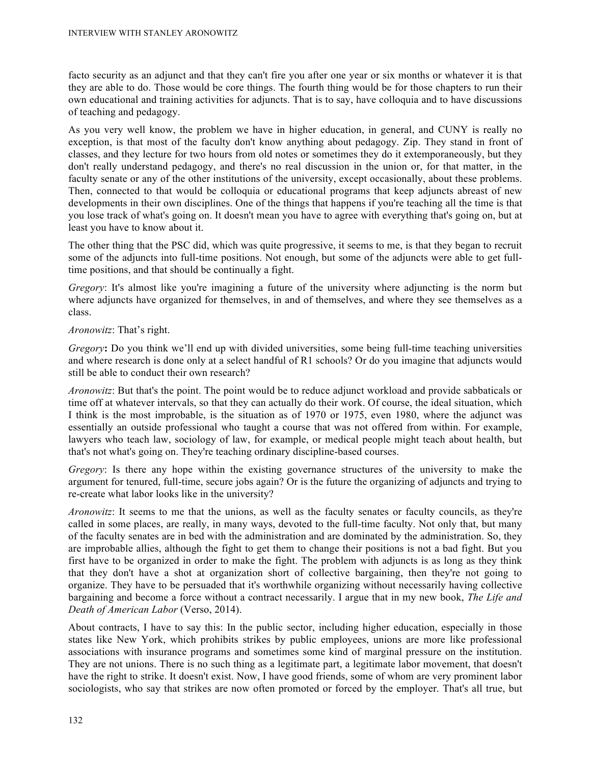facto security as an adjunct and that they can't fire you after one year or six months or whatever it is that they are able to do. Those would be core things. The fourth thing would be for those chapters to run their own educational and training activities for adjuncts. That is to say, have colloquia and to have discussions of teaching and pedagogy.

As you very well know, the problem we have in higher education, in general, and CUNY is really no exception, is that most of the faculty don't know anything about pedagogy. Zip. They stand in front of classes, and they lecture for two hours from old notes or sometimes they do it extemporaneously, but they don't really understand pedagogy, and there's no real discussion in the union or, for that matter, in the faculty senate or any of the other institutions of the university, except occasionally, about these problems. Then, connected to that would be colloquia or educational programs that keep adjuncts abreast of new developments in their own disciplines. One of the things that happens if you're teaching all the time is that you lose track of what's going on. It doesn't mean you have to agree with everything that's going on, but at least you have to know about it.

The other thing that the PSC did, which was quite progressive, it seems to me, is that they began to recruit some of the adjuncts into full-time positions. Not enough, but some of the adjuncts were able to get full-time positions, and that should be continually a fight.

*Gregory*: It's almost like you're imagining a future of the university where adjuncting is the norm but where adjuncts have organized for themselves, in and of themselves, and where they see themselves as a class.

*Aronowitz*: That's right.

*Gregory***:** Do you think we'll end up with divided universities, some being full-time teaching universities and where research is done only at a select handful of R1 schools? Or do you imagine that adjuncts would still be able to conduct their own research?

*Aronowitz*: But that's the point. The point would be to reduce adjunct workload and provide sabbaticals or time off at whatever intervals, so that they can actually do their work. Of course, the ideal situation, which I think is the most improbable, is the situation as of 1970 or 1975, even 1980, where the adjunct was essentially an outside professional who taught a course that was not offered from within. For example, lawyers who teach law, sociology of law, for example, or medical people might teach about health, but that's not what's going on. They're teaching ordinary discipline-based courses.

*Gregory*: Is there any hope within the existing governance structures of the university to make the argument for tenured, full-time, secure jobs again? Or is the future the organizing of adjuncts and trying to re-create what labor looks like in the university?

*Aronowitz*: It seems to me that the unions, as well as the faculty senates or faculty councils, as they're called in some places, are really, in many ways, devoted to the full-time faculty. Not only that, but many of the faculty senates are in bed with the administration and are dominated by the administration. So, they are improbable allies, although the fight to get them to change their positions is not a bad fight. But you first have to be organized in order to make the fight. The problem with adjuncts is as long as they think that they don't have a shot at organization short of collective bargaining, then they're not going to organize. They have to be persuaded that it's worthwhile organizing without necessarily having collective bargaining and become a force without a contract necessarily. I argue that in my new book, *The Life and Death of American Labor* (Verso, 2014).

About contracts, I have to say this: In the public sector, including higher education, especially in those states like New York, which prohibits strikes by public employees, unions are more like professional associations with insurance programs and sometimes some kind of marginal pressure on the institution. They are not unions. There is no such thing as a legitimate part, a legitimate labor movement, that doesn't have the right to strike. It doesn't exist. Now, I have good friends, some of whom are very prominent labor sociologists, who say that strikes are now often promoted or forced by the employer. That's all true, but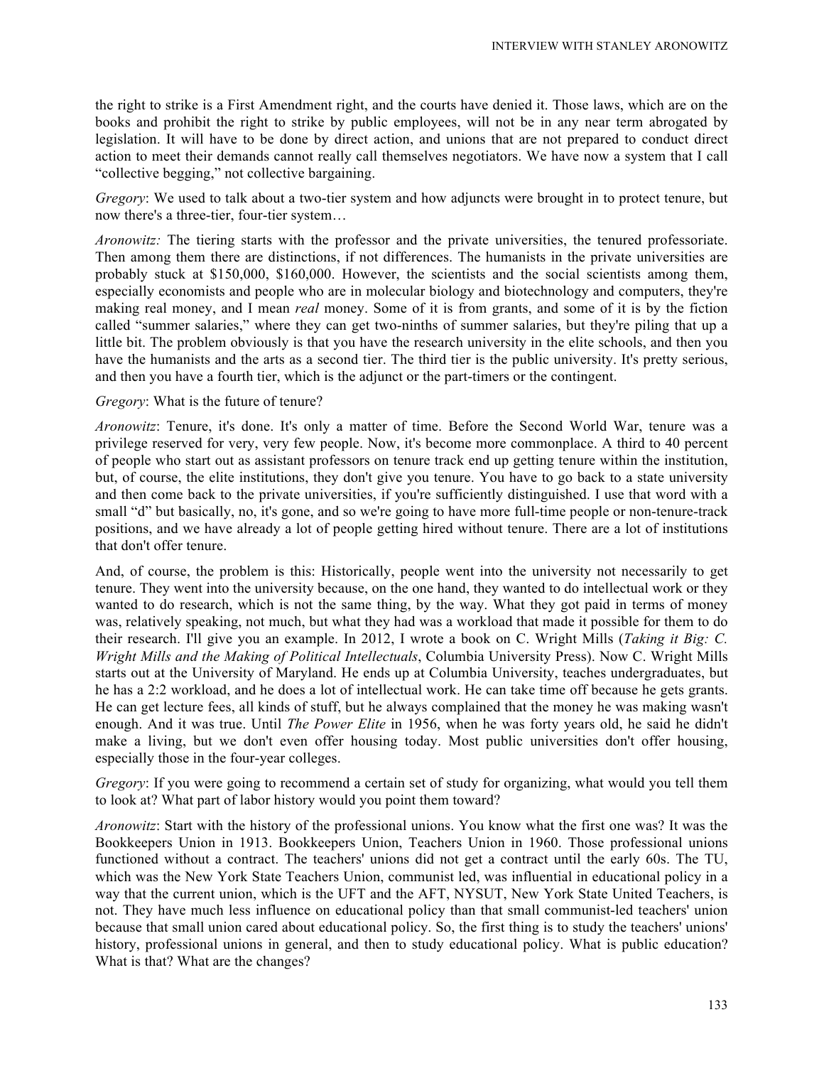the right to strike is a First Amendment right, and the courts have denied it. Those laws, which are on the books and prohibit the right to strike by public employees, will not be in any near term abrogated by legislation. It will have to be done by direct action, and unions that are not prepared to conduct direct action to meet their demands cannot really call themselves negotiators. We have now a system that I call "collective begging," not collective bargaining.

*Gregory*: We used to talk about a two-tier system and how adjuncts were brought in to protect tenure, but now there's a three-tier, four-tier system…

*Aronowitz:* The tiering starts with the professor and the private universities, the tenured professoriate. Then among them there are distinctions, if not differences. The humanists in the private universities are probably stuck at \$150,000, \$160,000. However, the scientists and the social scientists among them, especially economists and people who are in molecular biology and biotechnology and computers, they're making real money, and I mean *real* money. Some of it is from grants, and some of it is by the fiction called "summer salaries," where they can get two-ninths of summer salaries, but they're piling that up a little bit. The problem obviously is that you have the research university in the elite schools, and then you have the humanists and the arts as a second tier. The third tier is the public university. It's pretty serious, and then you have a fourth tier, which is the adjunct or the part-timers or the contingent.

*Gregory*: What is the future of tenure?

*Aronowitz*: Tenure, it's done. It's only a matter of time. Before the Second World War, tenure was a privilege reserved for very, very few people. Now, it's become more commonplace. A third to 40 percent of people who start out as assistant professors on tenure track end up getting tenure within the institution, but, of course, the elite institutions, they don't give you tenure. You have to go back to a state university and then come back to the private universities, if you're sufficiently distinguished. I use that word with a small "d" but basically, no, it's gone, and so we're going to have more full-time people or non-tenure-track positions, and we have already a lot of people getting hired without tenure. There are a lot of institutions that don't offer tenure.

And, of course, the problem is this: Historically, people went into the university not necessarily to get tenure. They went into the university because, on the one hand, they wanted to do intellectual work or they wanted to do research, which is not the same thing, by the way. What they got paid in terms of money was, relatively speaking, not much, but what they had was a workload that made it possible for them to do their research. I'll give you an example. In 2012, I wrote a book on C. Wright Mills (*Taking it Big: C. Wright Mills and the Making of Political Intellectuals*, Columbia University Press). Now C. Wright Mills starts out at the University of Maryland. He ends up at Columbia University, teaches undergraduates, but he has a 2:2 workload, and he does a lot of intellectual work. He can take time off because he gets grants. He can get lecture fees, all kinds of stuff, but he always complained that the money he was making wasn't enough. And it was true. Until *The Power Elite* in 1956, when he was forty years old, he said he didn't make a living, but we don't even offer housing today. Most public universities don't offer housing, especially those in the four-year colleges.

*Gregory*: If you were going to recommend a certain set of study for organizing, what would you tell them to look at? What part of labor history would you point them toward?

*Aronowitz*: Start with the history of the professional unions. You know what the first one was? It was the Bookkeepers Union in 1913. Bookkeepers Union, Teachers Union in 1960. Those professional unions functioned without a contract. The teachers' unions did not get a contract until the early 60s. The TU, which was the New York State Teachers Union, communist led, was influential in educational policy in a way that the current union, which is the UFT and the AFT, NYSUT, New York State United Teachers, is not. They have much less influence on educational policy than that small communist-led teachers' union because that small union cared about educational policy. So, the first thing is to study the teachers' unions' history, professional unions in general, and then to study educational policy. What is public education? What is that? What are the changes?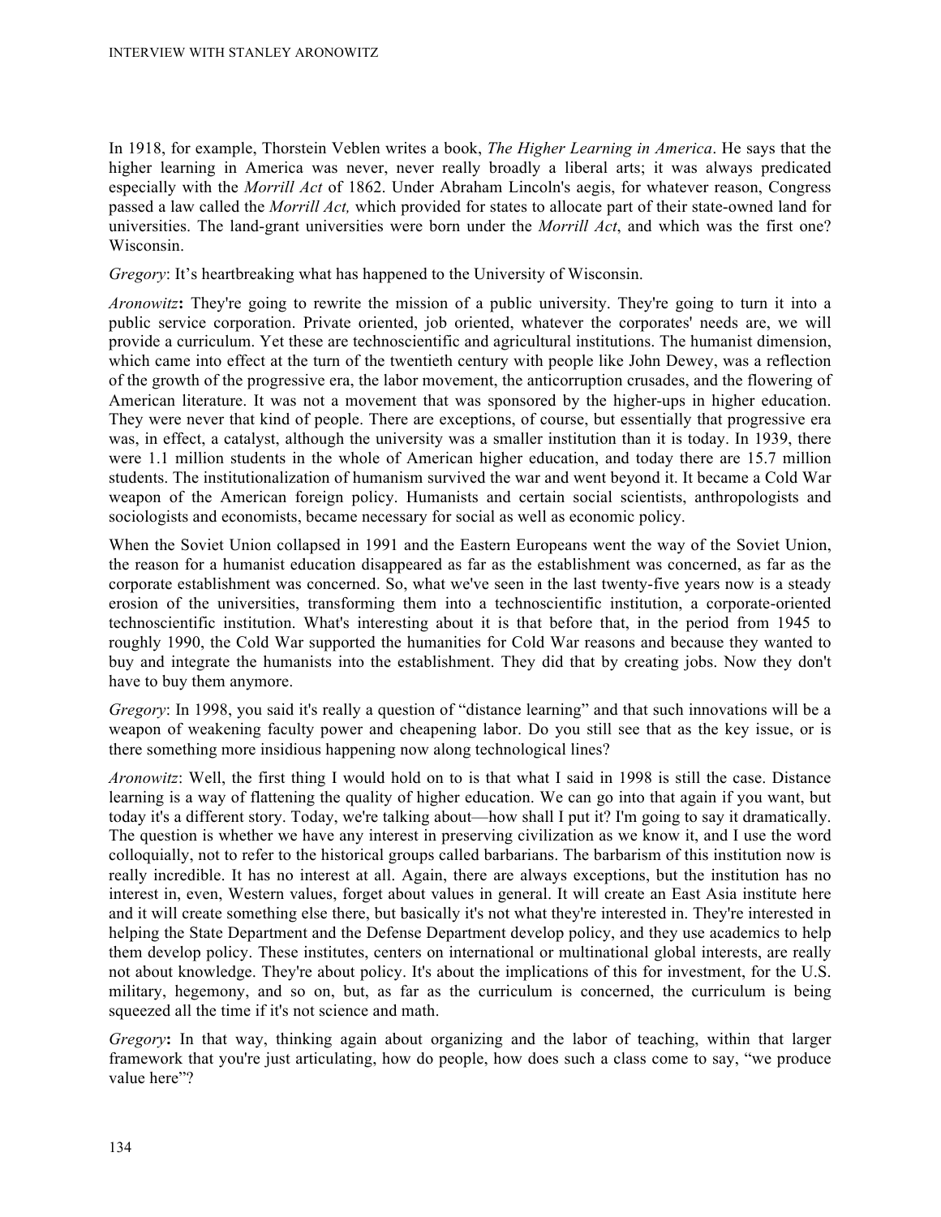In 1918, for example, Thorstein Veblen writes a book, *The Higher Learning in America*. He says that the higher learning in America was never, never really broadly a liberal arts; it was always predicated especially with the *Morrill Act* of 1862. Under Abraham Lincoln's aegis, for whatever reason, Congress passed a law called the *Morrill Act,* which provided for states to allocate part of their state-owned land for universities. The land-grant universities were born under the *Morrill Act*, and which was the first one? Wisconsin.

*Gregory*: It's heartbreaking what has happened to the University of Wisconsin.

*Aronowitz***:** They're going to rewrite the mission of a public university. They're going to turn it into a public service corporation. Private oriented, job oriented, whatever the corporates' needs are, we will provide a curriculum. Yet these are technoscientific and agricultural institutions. The humanist dimension, which came into effect at the turn of the twentieth century with people like John Dewey, was a reflection of the growth of the progressive era, the labor movement, the anticorruption crusades, and the flowering of American literature. It was not a movement that was sponsored by the higher-ups in higher education. They were never that kind of people. There are exceptions, of course, but essentially that progressive era was, in effect, a catalyst, although the university was a smaller institution than it is today. In 1939, there were 1.1 million students in the whole of American higher education, and today there are 15.7 million students. The institutionalization of humanism survived the war and went beyond it. It became a Cold War weapon of the American foreign policy. Humanists and certain social scientists, anthropologists and sociologists and economists, became necessary for social as well as economic policy.

When the Soviet Union collapsed in 1991 and the Eastern Europeans went the way of the Soviet Union, the reason for a humanist education disappeared as far as the establishment was concerned, as far as the corporate establishment was concerned. So, what we've seen in the last twenty-five years now is a steady erosion of the universities, transforming them into a technoscientific institution, a corporate-oriented technoscientific institution. What's interesting about it is that before that, in the period from 1945 to roughly 1990, the Cold War supported the humanities for Cold War reasons and because they wanted to buy and integrate the humanists into the establishment. They did that by creating jobs. Now they don't have to buy them anymore.

*Gregory*: In 1998, you said it's really a question of "distance learning" and that such innovations will be a weapon of weakening faculty power and cheapening labor. Do you still see that as the key issue, or is there something more insidious happening now along technological lines?

*Aronowitz*: Well, the first thing I would hold on to is that what I said in 1998 is still the case. Distance learning is a way of flattening the quality of higher education. We can go into that again if you want, but today it's a different story. Today, we're talking about—how shall I put it? I'm going to say it dramatically. The question is whether we have any interest in preserving civilization as we know it, and I use the word colloquially, not to refer to the historical groups called barbarians. The barbarism of this institution now is really incredible. It has no interest at all. Again, there are always exceptions, but the institution has no interest in, even, Western values, forget about values in general. It will create an East Asia institute here and it will create something else there, but basically it's not what they're interested in. They're interested in helping the State Department and the Defense Department develop policy, and they use academics to help them develop policy. These institutes, centers on international or multinational global interests, are really not about knowledge. They're about policy. It's about the implications of this for investment, for the U.S. military, hegemony, and so on, but, as far as the curriculum is concerned, the curriculum is being squeezed all the time if it's not science and math.

*Gregory***:** In that way, thinking again about organizing and the labor of teaching, within that larger framework that you're just articulating, how do people, how does such a class come to say, "we produce value here"?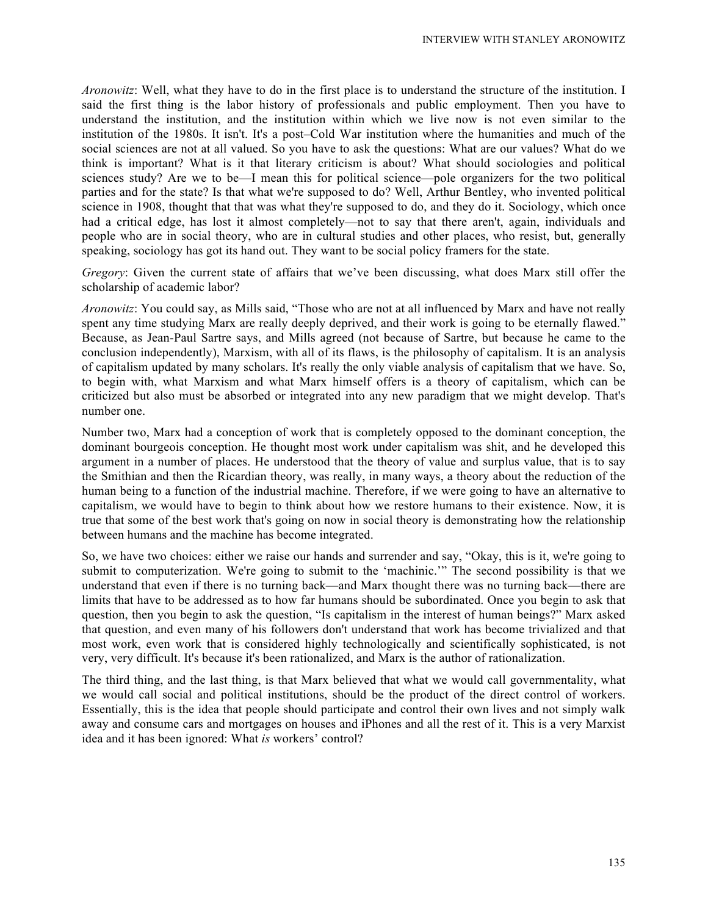*Aronowitz*: Well, what they have to do in the first place is to understand the structure of the institution. I said the first thing is the labor history of professionals and public employment. Then you have to understand the institution, and the institution within which we live now is not even similar to the institution of the 1980s. It isn't. It's a post–Cold War institution where the humanities and much of the social sciences are not at all valued. So you have to ask the questions: What are our values? What do we think is important? What is it that literary criticism is about? What should sociologies and political sciences study? Are we to be—I mean this for political science—pole organizers for the two political parties and for the state? Is that what we're supposed to do? Well, Arthur Bentley, who invented political science in 1908, thought that that was what they're supposed to do, and they do it. Sociology, which once had a critical edge, has lost it almost completely—not to say that there aren't, again, individuals and people who are in social theory, who are in cultural studies and other places, who resist, but, generally speaking, sociology has got its hand out. They want to be social policy framers for the state.

*Gregory*: Given the current state of affairs that we've been discussing, what does Marx still offer the scholarship of academic labor?

*Aronowitz*: You could say, as Mills said, "Those who are not at all influenced by Marx and have not really spent any time studying Marx are really deeply deprived, and their work is going to be eternally flawed." Because, as Jean-Paul Sartre says, and Mills agreed (not because of Sartre, but because he came to the conclusion independently), Marxism, with all of its flaws, is the philosophy of capitalism. It is an analysis of capitalism updated by many scholars. It's really the only viable analysis of capitalism that we have. So, to begin with, what Marxism and what Marx himself offers is a theory of capitalism, which can be criticized but also must be absorbed or integrated into any new paradigm that we might develop. That's number one.

Number two, Marx had a conception of work that is completely opposed to the dominant conception, the dominant bourgeois conception. He thought most work under capitalism was shit, and he developed this argument in a number of places. He understood that the theory of value and surplus value, that is to say the Smithian and then the Ricardian theory, was really, in many ways, a theory about the reduction of the human being to a function of the industrial machine. Therefore, if we were going to have an alternative to capitalism, we would have to begin to think about how we restore humans to their existence. Now, it is true that some of the best work that's going on now in social theory is demonstrating how the relationship between humans and the machine has become integrated.

So, we have two choices: either we raise our hands and surrender and say, "Okay, this is it, we're going to submit to computerization. We're going to submit to the 'machinic.'" The second possibility is that we understand that even if there is no turning back—and Marx thought there was no turning back—there are limits that have to be addressed as to how far humans should be subordinated. Once you begin to ask that question, then you begin to ask the question, "Is capitalism in the interest of human beings?" Marx asked that question, and even many of his followers don't understand that work has become trivialized and that most work, even work that is considered highly technologically and scientifically sophisticated, is not very, very difficult. It's because it's been rationalized, and Marx is the author of rationalization.

The third thing, and the last thing, is that Marx believed that what we would call governmentality, what we would call social and political institutions, should be the product of the direct control of workers. Essentially, this is the idea that people should participate and control their own lives and not simply walk away and consume cars and mortgages on houses and iPhones and all the rest of it. This is a very Marxist idea and it has been ignored: What *is* workers' control?